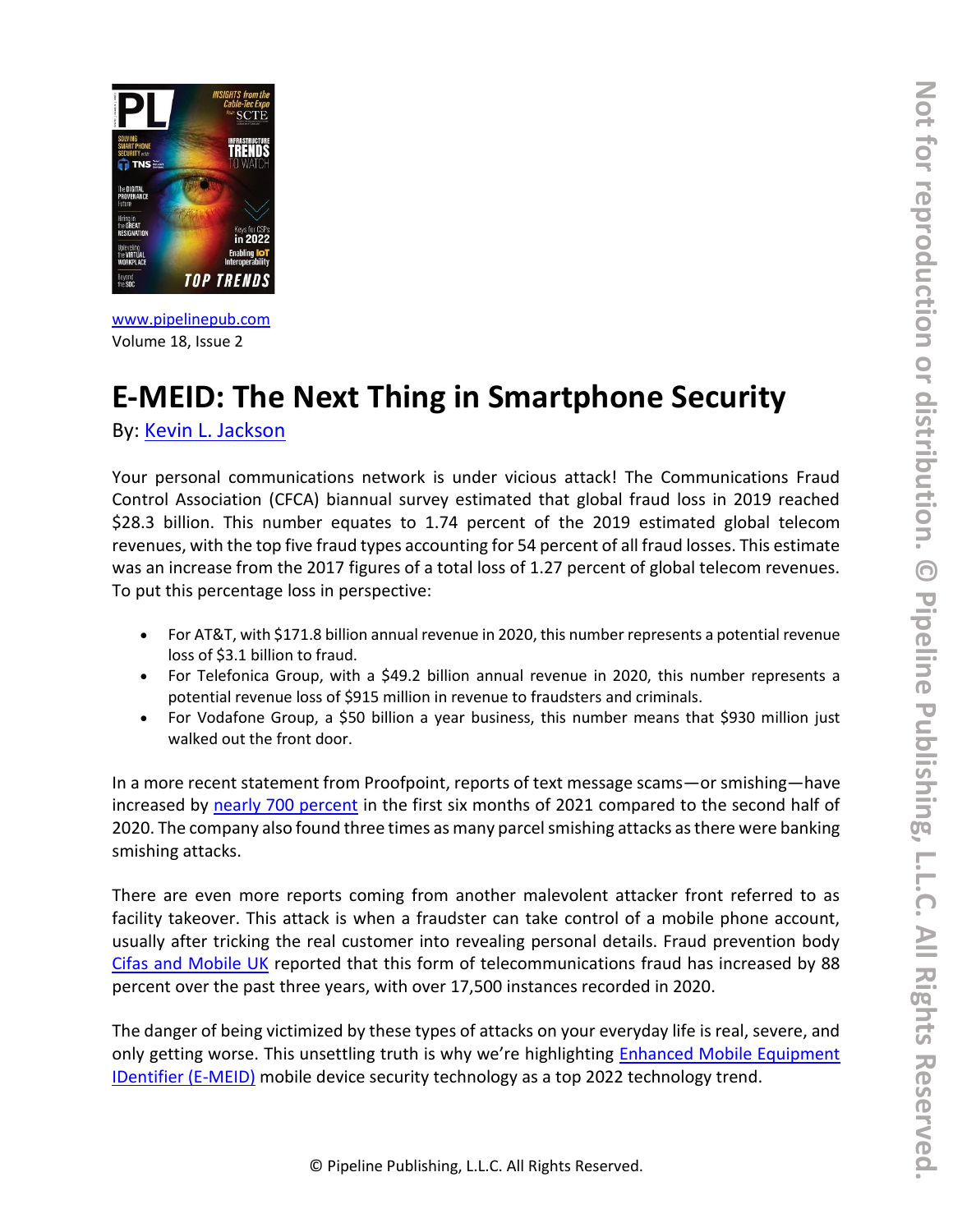www.pipelinepub.com
Volume 18, Issue 2

# E-MEID: The Next Thing in Smartphone Security

By: Kevin L. Jackson

Your personal communications network is under vicious attack! The Communications Fraud Control Association (CFCA) biannual survey estimated that global fraud loss in 2019 reached $28.3 billion. This number equates to 1.74 percent of the 2019 estimated global telecom revenues, with the top five fraud types accounting for 54 percent of all fraud losses. This estimate was an increase from the 2017 figures of a total loss of 1.27 percent of global telecom revenues. To put this percentage loss in perspective:

- For AT&T, with $171.8 billion annual revenue in 2020, this number represents a potential revenue loss of $3.1 billion to fraud.
- For Telefonica Group, with a $49.2 billion annual revenue in 2020, this number represents a potential revenue loss of $915 million in revenue to fraudsters and criminals.
- For Vodafone Group, a $50 billion a year business, this number means that $930 million just walked out the front door.

In a more recent statement from Proofpoint, reports of text message scams—or smishing—have increased by nearly 700 percent in the first six months of 2021 compared to the second half of 2020. The company also found three times as many parcel smishing attacks as there were banking smishing attacks.

There are even more reports coming from another malevolent attacker front referred to as facility takeover. This attack is when a fraudster can take control of a mobile phone account, usually after tricking the real customer into revealing personal details. Fraud prevention body Cifas and Mobile UK reported that this form of telecommunications fraud has increased by 88 percent over the past three years, with over 17,500 instances recorded in 2020.

The danger of being victimized by these types of attacks on your everyday life is real, severe, and only getting worse. This unsettling truth is why we're highlighting Enhanced Mobile Equipment IDentifier (E-MEID) mobile device security technology as a top 2022 technology trend.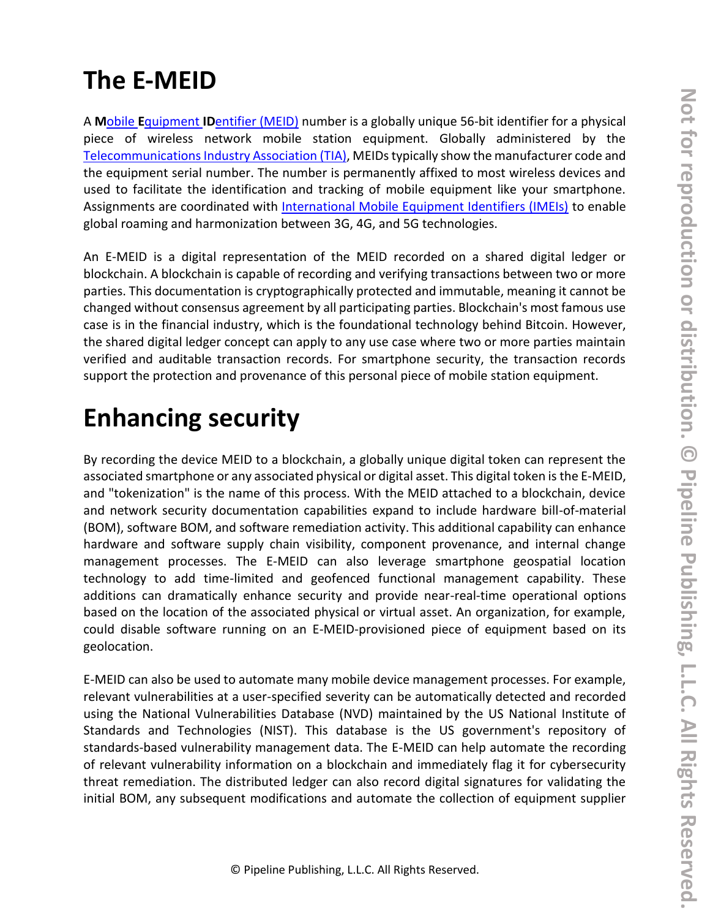# The E-MEID

A **M**obile **E**quipment **ID**entifier (MEID) number is a globally unique 56-bit identifier for a physical piece of wireless network mobile station equipment. Globally administered by the Telecommunications Industry Association (TIA), MEIDs typically show the manufacturer code and the equipment serial number. The number is permanently affixed to most wireless devices and used to facilitate the identification and tracking of mobile equipment like your smartphone. Assignments are coordinated with International Mobile Equipment Identifiers (IMEIs) to enable global roaming and harmonization between 3G, 4G, and 5G technologies.

An E-MEID is a digital representation of the MEID recorded on a shared digital ledger or blockchain. A blockchain is capable of recording and verifying transactions between two or more parties. This documentation is cryptographically protected and immutable, meaning it cannot be changed without consensus agreement by all participating parties. Blockchain's most famous use case is in the financial industry, which is the foundational technology behind Bitcoin. However, the shared digital ledger concept can apply to any use case where two or more parties maintain verified and auditable transaction records. For smartphone security, the transaction records support the protection and provenance of this personal piece of mobile station equipment.

# Enhancing security

By recording the device MEID to a blockchain, a globally unique digital token can represent the associated smartphone or any associated physical or digital asset. This digital token is the E-MEID, and "tokenization" is the name of this process. With the MEID attached to a blockchain, device and network security documentation capabilities expand to include hardware bill-of-material (BOM), software BOM, and software remediation activity. This additional capability can enhance hardware and software supply chain visibility, component provenance, and internal change management processes. The E-MEID can also leverage smartphone geospatial location technology to add time-limited and geofenced functional management capability. These additions can dramatically enhance security and provide near-real-time operational options based on the location of the associated physical or virtual asset. An organization, for example, could disable software running on an E-MEID-provisioned piece of equipment based on its geolocation.

E-MEID can also be used to automate many mobile device management processes. For example, relevant vulnerabilities at a user-specified severity can be automatically detected and recorded using the National Vulnerabilities Database (NVD) maintained by the US National Institute of Standards and Technologies (NIST). This database is the US government's repository of standards-based vulnerability management data. The E-MEID can help automate the recording of relevant vulnerability information on a blockchain and immediately flag it for cybersecurity threat remediation. The distributed ledger can also record digital signatures for validating the initial BOM, any subsequent modifications and automate the collection of equipment supplier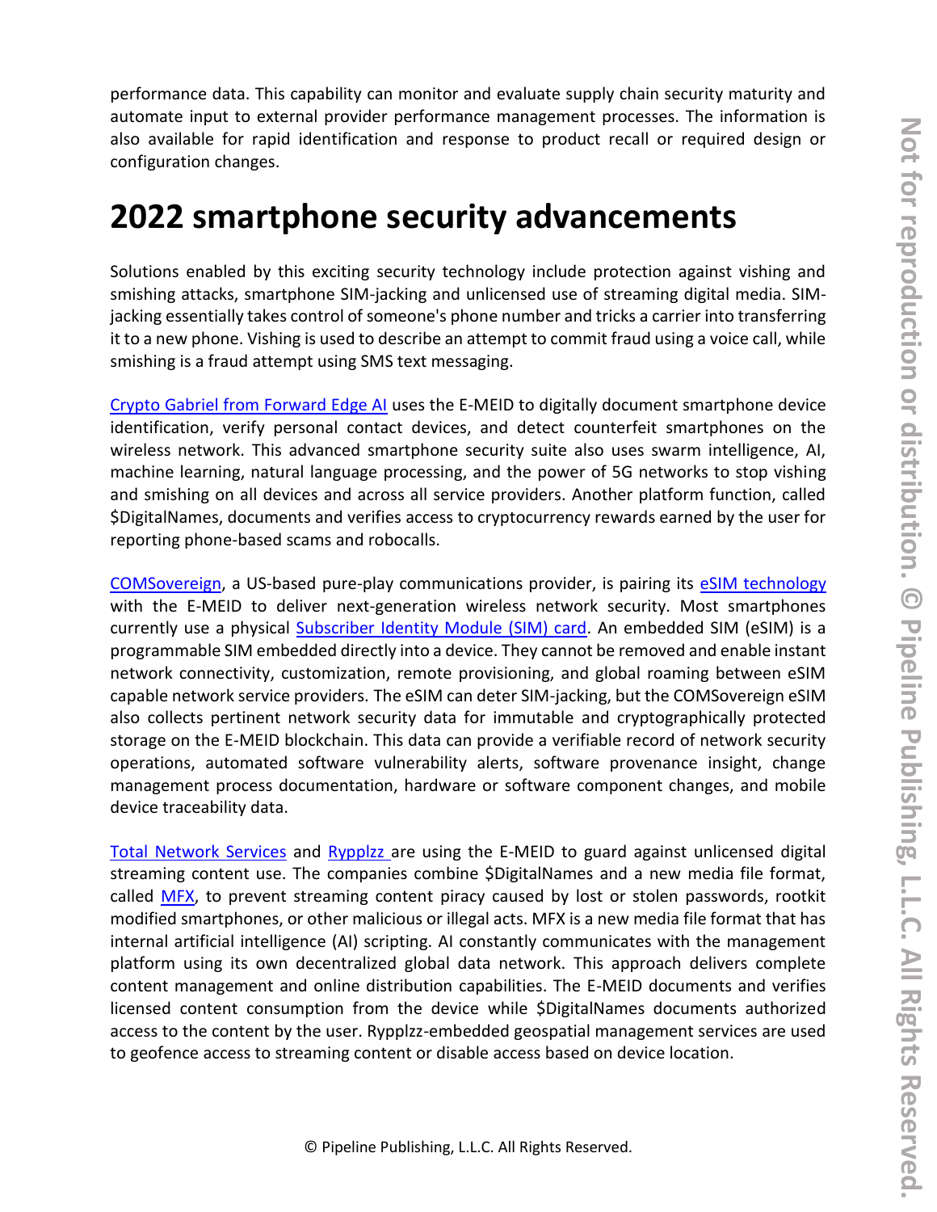performance data. This capability can monitor and evaluate supply chain security maturity and automate input to external provider performance management processes. The information is also available for rapid identification and response to product recall or required design or configuration changes.

# 2022 smartphone security advancements

Solutions enabled by this exciting security technology include protection against vishing and smishing attacks, smartphone SIM-jacking and unlicensed use of streaming digital media. SIM-jacking essentially takes control of someone's phone number and tricks a carrier into transferring it to a new phone. Vishing is used to describe an attempt to commit fraud using a voice call, while smishing is a fraud attempt using SMS text messaging.

Crypto Gabriel from Forward Edge AI uses the E-MEID to digitally document smartphone device identification, verify personal contact devices, and detect counterfeit smartphones on the wireless network. This advanced smartphone security suite also uses swarm intelligence, AI, machine learning, natural language processing, and the power of 5G networks to stop vishing and smishing on all devices and across all service providers. Another platform function, called $DigitalNames, documents and verifies access to cryptocurrency rewards earned by the user for reporting phone-based scams and robocalls.

COMSovereign, a US-based pure-play communications provider, is pairing its eSIM technology with the E-MEID to deliver next-generation wireless network security. Most smartphones currently use a physical Subscriber Identity Module (SIM) card. An embedded SIM (eSIM) is a programmable SIM embedded directly into a device. They cannot be removed and enable instant network connectivity, customization, remote provisioning, and global roaming between eSIM capable network service providers. The eSIM can deter SIM-jacking, but the COMSovereign eSIM also collects pertinent network security data for immutable and cryptographically protected storage on the E-MEID blockchain. This data can provide a verifiable record of network security operations, automated software vulnerability alerts, software provenance insight, change management process documentation, hardware or software component changes, and mobile device traceability data.

Total Network Services and Rypplzz are using the E-MEID to guard against unlicensed digital streaming content use. The companies combine $DigitalNames and a new media file format, called MFX, to prevent streaming content piracy caused by lost or stolen passwords, rootkit modified smartphones, or other malicious or illegal acts. MFX is a new media file format that has internal artificial intelligence (AI) scripting. AI constantly communicates with the management platform using its own decentralized global data network. This approach delivers complete content management and online distribution capabilities. The E-MEID documents and verifies licensed content consumption from the device while $DigitalNames documents authorized access to the content by the user. Rypplzz-embedded geospatial management services are used to geofence access to streaming content or disable access based on device location.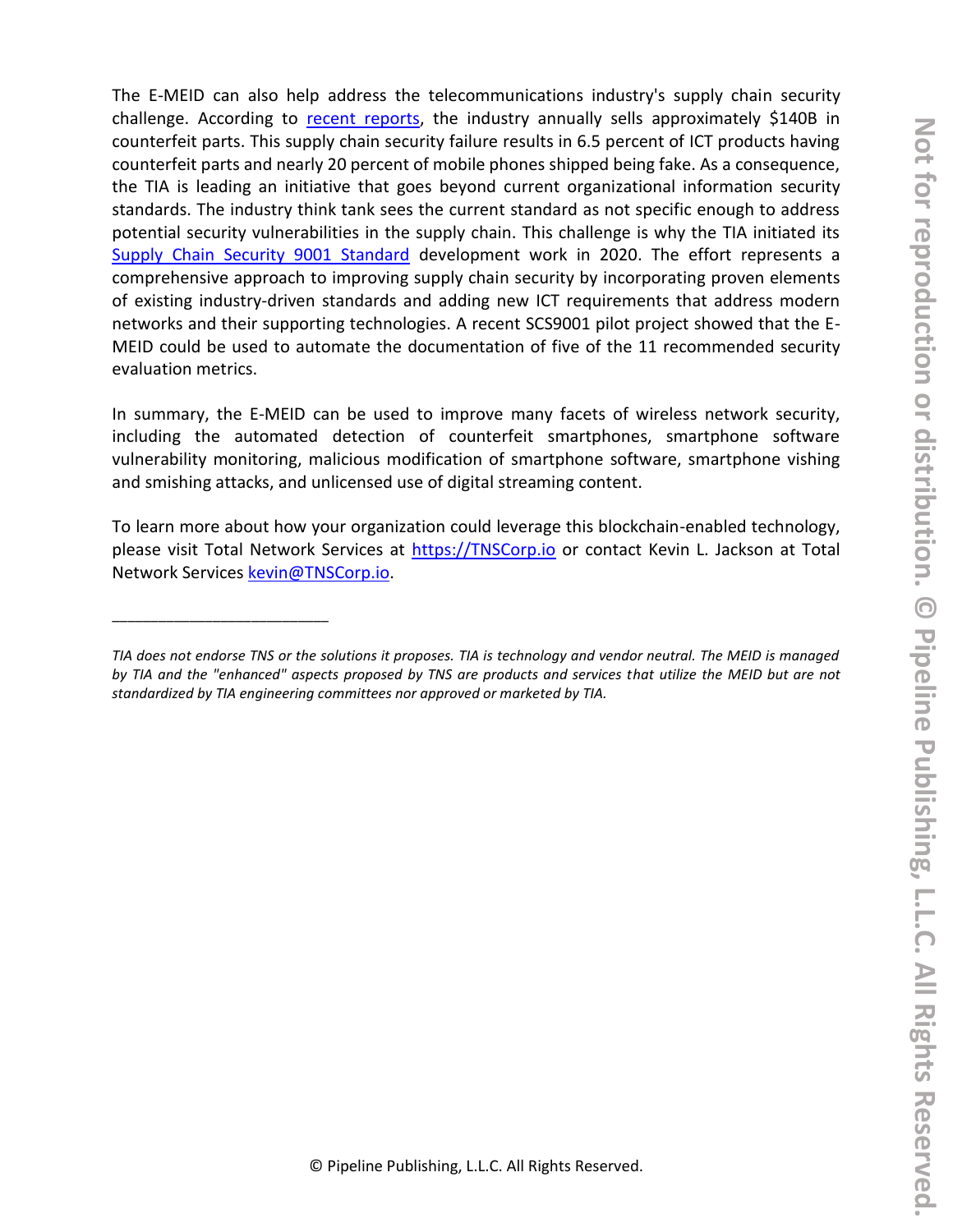The E-MEID can also help address the telecommunications industry's supply chain security challenge. According to recent reports, the industry annually sells approximately $140B in counterfeit parts. This supply chain security failure results in 6.5 percent of ICT products having counterfeit parts and nearly 20 percent of mobile phones shipped being fake. As a consequence, the TIA is leading an initiative that goes beyond current organizational information security standards. The industry think tank sees the current standard as not specific enough to address potential security vulnerabilities in the supply chain. This challenge is why the TIA initiated its Supply Chain Security 9001 Standard development work in 2020. The effort represents a comprehensive approach to improving supply chain security by incorporating proven elements of existing industry-driven standards and adding new ICT requirements that address modern networks and their supporting technologies. A recent SCS9001 pilot project showed that the E-MEID could be used to automate the documentation of five of the 11 recommended security evaluation metrics.

In summary, the E-MEID can be used to improve many facets of wireless network security, including the automated detection of counterfeit smartphones, smartphone software vulnerability monitoring, malicious modification of smartphone software, smartphone vishing and smishing attacks, and unlicensed use of digital streaming content.

To learn more about how your organization could leverage this blockchain-enabled technology, please visit Total Network Services at https://TNSCorp.io or contact Kevin L. Jackson at Total Network Services kevin@TNSCorp.io.

---

*TIA does not endorse TNS or the solutions it proposes. TIA is technology and vendor neutral. The MEID is managed by TIA and the "enhanced" aspects proposed by TNS are products and services that utilize the MEID but are not standardized by TIA engineering committees nor approved or marketed by TIA.*